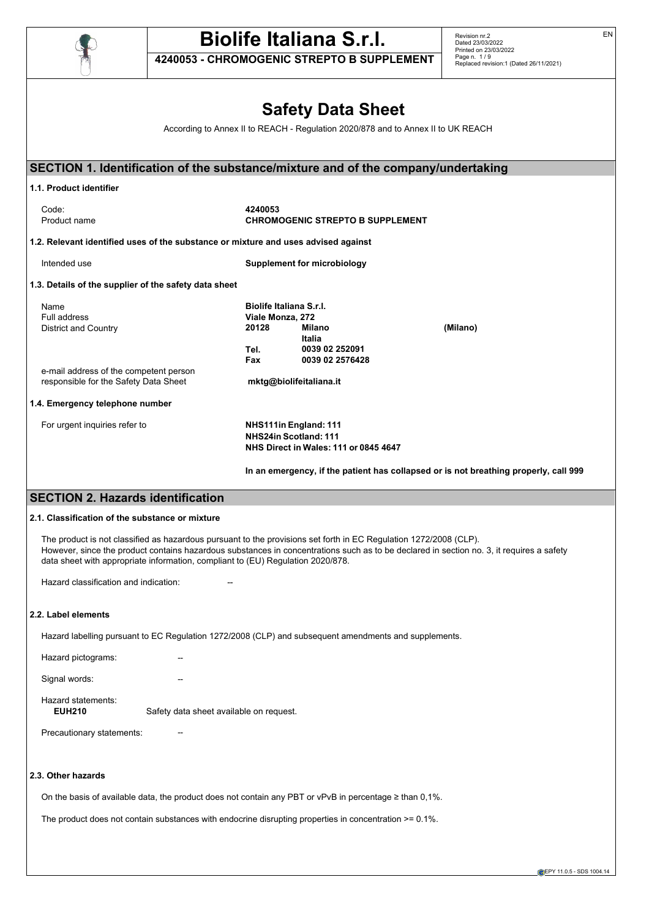# Safety Data Sheet

According to Annex II to REACH - Regulation 2020/878 and to Annex II to UK REACH

## SECTION 1. Identification of the substance/mixture and of the company/undertaking

### 1.1. Product identifier

| | |
|---|---|
| Code: | **4240053** |
| Product name | **CHROMOGENIC STREPTO B SUPPLEMENT** |

### 1.2. Relevant identified uses of the substance or mixture and uses advised against

| | |
|---|---|
| Intended use | **Supplement for microbiology** |

### 1.3. Details of the supplier of the safety data sheet

| | | | |
|---|---|---|---|
| Name | **Biolife Italiana S.r.l.** | | |
| Full address | **Viale Monza, 272** | | |
| District and Country | **20128** | **Milano** | **(Milano)** |
| | | **Italia** | |
| | **Tel.** | **0039 02 252091** | |
| | **Fax** | **0039 02 2576428** | |
| e-mail address of the competent person responsible for the Safety Data Sheet | **mktg@biolifeitaliana.it** | | |

### 1.4. Emergency telephone number

For urgent inquiries refer to

**NHS111in England: 111**
**NHS24in Scotland: 111**
**NHS Direct in Wales: 111 or 0845 4647**

**In an emergency, if the patient has collapsed or is not breathing properly, call 999**

## SECTION 2. Hazards identification

### 2.1. Classification of the substance or mixture

The product is not classified as hazardous pursuant to the provisions set forth in EC Regulation 1272/2008 (CLP).
However, since the product contains hazardous substances in concentrations such as to be declared in section no. 3, it requires a safety data sheet with appropriate information, compliant to (EU) Regulation 2020/878.

Hazard classification and indication: --

### 2.2. Label elements

Hazard labelling pursuant to EC Regulation 1272/2008 (CLP) and subsequent amendments and supplements.

Hazard pictograms: --

Signal words: --

Hazard statements:

**EUH210** Safety data sheet available on request.

Precautionary statements: --

### 2.3. Other hazards

On the basis of available data, the product does not contain any PBT or vPvB in percentage ≥ than 0,1%.

The product does not contain substances with endocrine disrupting properties in concentration >= 0.1%.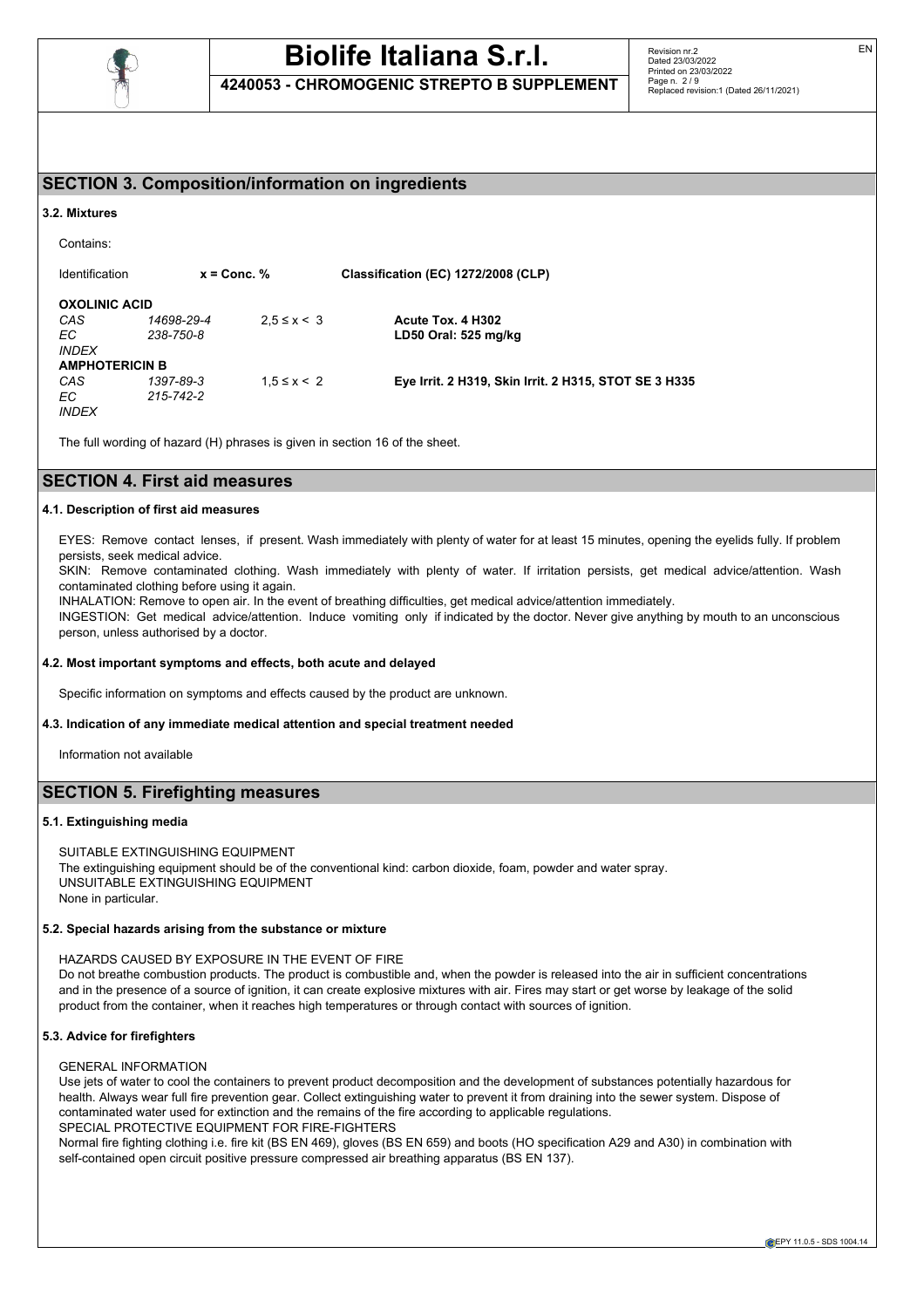## SECTION 3. Composition/information on ingredients

### 3.2. Mixtures

Contains:

| Identification | | x = Conc. % | Classification (EC) 1272/2008 (CLP) |
|---|---|---|---|
| **OXOLINIC ACID** | | | |
| *CAS* | *14698-29-4* | 2,5 ≤ x < 3 | **Acute Tox. 4 H302** |
| *EC* | *238-750-8* | | **LD50 Oral: 525 mg/kg** |
| *INDEX* | | | |
| **AMPHOTERICIN B** | | | |
| *CAS* | *1397-89-3* | 1,5 ≤ x < 2 | **Eye Irrit. 2 H319, Skin Irrit. 2 H315, STOT SE 3 H335** |
| *EC* | *215-742-2* | | |
| *INDEX* | | | |

The full wording of hazard (H) phrases is given in section 16 of the sheet.

## SECTION 4. First aid measures

### 4.1. Description of first aid measures

EYES: Remove contact lenses, if present. Wash immediately with plenty of water for at least 15 minutes, opening the eyelids fully. If problem persists, seek medical advice.

SKIN: Remove contaminated clothing. Wash immediately with plenty of water. If irritation persists, get medical advice/attention. Wash contaminated clothing before using it again.

INHALATION: Remove to open air. In the event of breathing difficulties, get medical advice/attention immediately.

INGESTION: Get medical advice/attention. Induce vomiting only if indicated by the doctor. Never give anything by mouth to an unconscious person, unless authorised by a doctor.

### 4.2. Most important symptoms and effects, both acute and delayed

Specific information on symptoms and effects caused by the product are unknown.

### 4.3. Indication of any immediate medical attention and special treatment needed

Information not available

## SECTION 5. Firefighting measures

### 5.1. Extinguishing media

SUITABLE EXTINGUISHING EQUIPMENT
The extinguishing equipment should be of the conventional kind: carbon dioxide, foam, powder and water spray.
UNSUITABLE EXTINGUISHING EQUIPMENT
None in particular.

### 5.2. Special hazards arising from the substance or mixture

HAZARDS CAUSED BY EXPOSURE IN THE EVENT OF FIRE
Do not breathe combustion products. The product is combustible and, when the powder is released into the air in sufficient concentrations and in the presence of a source of ignition, it can create explosive mixtures with air. Fires may start or get worse by leakage of the solid product from the container, when it reaches high temperatures or through contact with sources of ignition.

### 5.3. Advice for firefighters

GENERAL INFORMATION
Use jets of water to cool the containers to prevent product decomposition and the development of substances potentially hazardous for health. Always wear full fire prevention gear. Collect extinguishing water to prevent it from draining into the sewer system. Dispose of contaminated water used for extinction and the remains of the fire according to applicable regulations.
SPECIAL PROTECTIVE EQUIPMENT FOR FIRE-FIGHTERS
Normal fire fighting clothing i.e. fire kit (BS EN 469), gloves (BS EN 659) and boots (HO specification A29 and A30) in combination with self-contained open circuit positive pressure compressed air breathing apparatus (BS EN 137).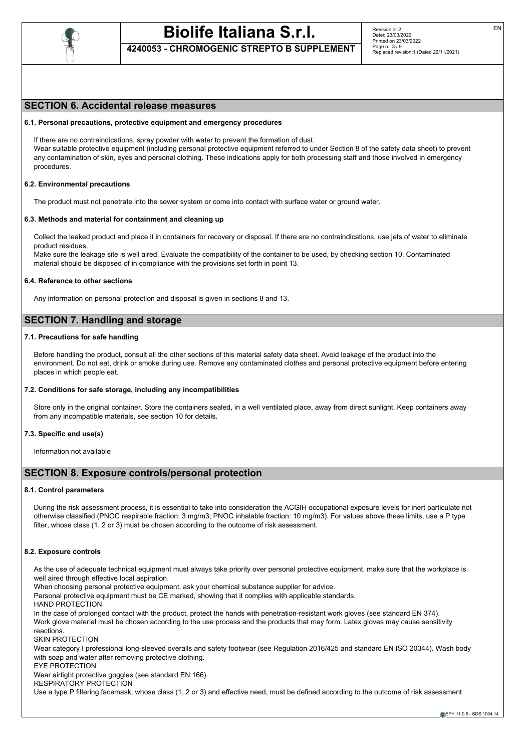## SECTION 6. Accidental release measures

### 6.1. Personal precautions, protective equipment and emergency procedures

If there are no contraindications, spray powder with water to prevent the formation of dust.
Wear suitable protective equipment (including personal protective equipment referred to under Section 8 of the safety data sheet) to prevent any contamination of skin, eyes and personal clothing. These indications apply for both processing staff and those involved in emergency procedures.

### 6.2. Environmental precautions

The product must not penetrate into the sewer system or come into contact with surface water or ground water.

### 6.3. Methods and material for containment and cleaning up

Collect the leaked product and place it in containers for recovery or disposal. If there are no contraindications, use jets of water to eliminate product residues.
Make sure the leakage site is well aired. Evaluate the compatibility of the container to be used, by checking section 10. Contaminated material should be disposed of in compliance with the provisions set forth in point 13.

### 6.4. Reference to other sections

Any information on personal protection and disposal is given in sections 8 and 13.

## SECTION 7. Handling and storage

### 7.1. Precautions for safe handling

Before handling the product, consult all the other sections of this material safety data sheet. Avoid leakage of the product into the environment. Do not eat, drink or smoke during use. Remove any contaminated clothes and personal protective equipment before entering places in which people eat.

### 7.2. Conditions for safe storage, including any incompatibilities

Store only in the original container. Store the containers sealed, in a well ventilated place, away from direct sunlight. Keep containers away from any incompatible materials, see section 10 for details.

### 7.3. Specific end use(s)

Information not available

## SECTION 8. Exposure controls/personal protection

### 8.1. Control parameters

During the risk assessment process, it is essential to take into consideration the ACGIH occupational exposure levels for inert particulate not otherwise classified (PNOC respirable fraction: 3 mg/m3; PNOC inhalable fraction: 10 mg/m3). For values above these limits, use a P type filter, whose class (1, 2 or 3) must be chosen according to the outcome of risk assessment.

### 8.2. Exposure controls

As the use of adequate technical equipment must always take priority over personal protective equipment, make sure that the workplace is well aired through effective local aspiration.
When choosing personal protective equipment, ask your chemical substance supplier for advice.
Personal protective equipment must be CE marked, showing that it complies with applicable standards.
HAND PROTECTION
In the case of prolonged contact with the product, protect the hands with penetration-resistant work gloves (see standard EN 374).
Work glove material must be chosen according to the use process and the products that may form. Latex gloves may cause sensitivity reactions.
SKIN PROTECTION
Wear category I professional long-sleeved overalls and safety footwear (see Regulation 2016/425 and standard EN ISO 20344). Wash body with soap and water after removing protective clothing.
EYE PROTECTION
Wear airtight protective goggles (see standard EN 166).
RESPIRATORY PROTECTION
Use a type P filtering facemask, whose class (1, 2 or 3) and effective need, must be defined according to the outcome of risk assessment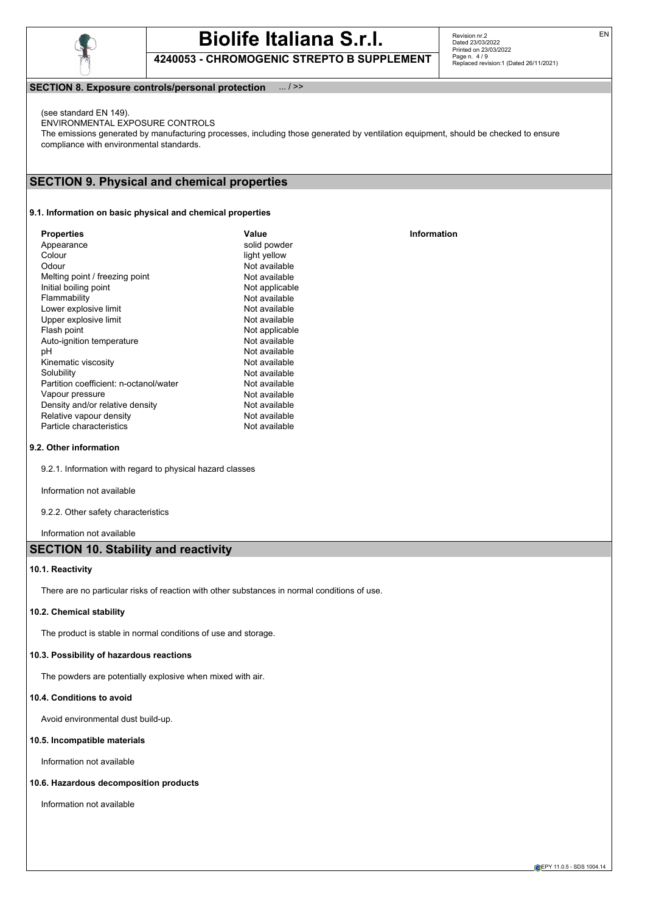## SECTION 8. Exposure controls/personal protection ... / >>

(see standard EN 149).

ENVIRONMENTAL EXPOSURE CONTROLS

The emissions generated by manufacturing processes, including those generated by ventilation equipment, should be checked to ensure compliance with environmental standards.

## SECTION 9. Physical and chemical properties

### 9.1. Information on basic physical and chemical properties

| Properties | Value | Information |
|---|---|---|
| Appearance | solid powder | |
| Colour | light yellow | |
| Odour | Not available | |
| Melting point / freezing point | Not available | |
| Initial boiling point | Not applicable | |
| Flammability | Not available | |
| Lower explosive limit | Not available | |
| Upper explosive limit | Not available | |
| Flash point | Not applicable | |
| Auto-ignition temperature | Not available | |
| pH | Not available | |
| Kinematic viscosity | Not available | |
| Solubility | Not available | |
| Partition coefficient: n-octanol/water | Not available | |
| Vapour pressure | Not available | |
| Density and/or relative density | Not available | |
| Relative vapour density | Not available | |
| Particle characteristics | Not available | |

### 9.2. Other information

9.2.1. Information with regard to physical hazard classes

Information not available

9.2.2. Other safety characteristics

Information not available

## SECTION 10. Stability and reactivity

### 10.1. Reactivity

There are no particular risks of reaction with other substances in normal conditions of use.

### 10.2. Chemical stability

The product is stable in normal conditions of use and storage.

### 10.3. Possibility of hazardous reactions

The powders are potentially explosive when mixed with air.

### 10.4. Conditions to avoid

Avoid environmental dust build-up.

### 10.5. Incompatible materials

Information not available

### 10.6. Hazardous decomposition products

Information not available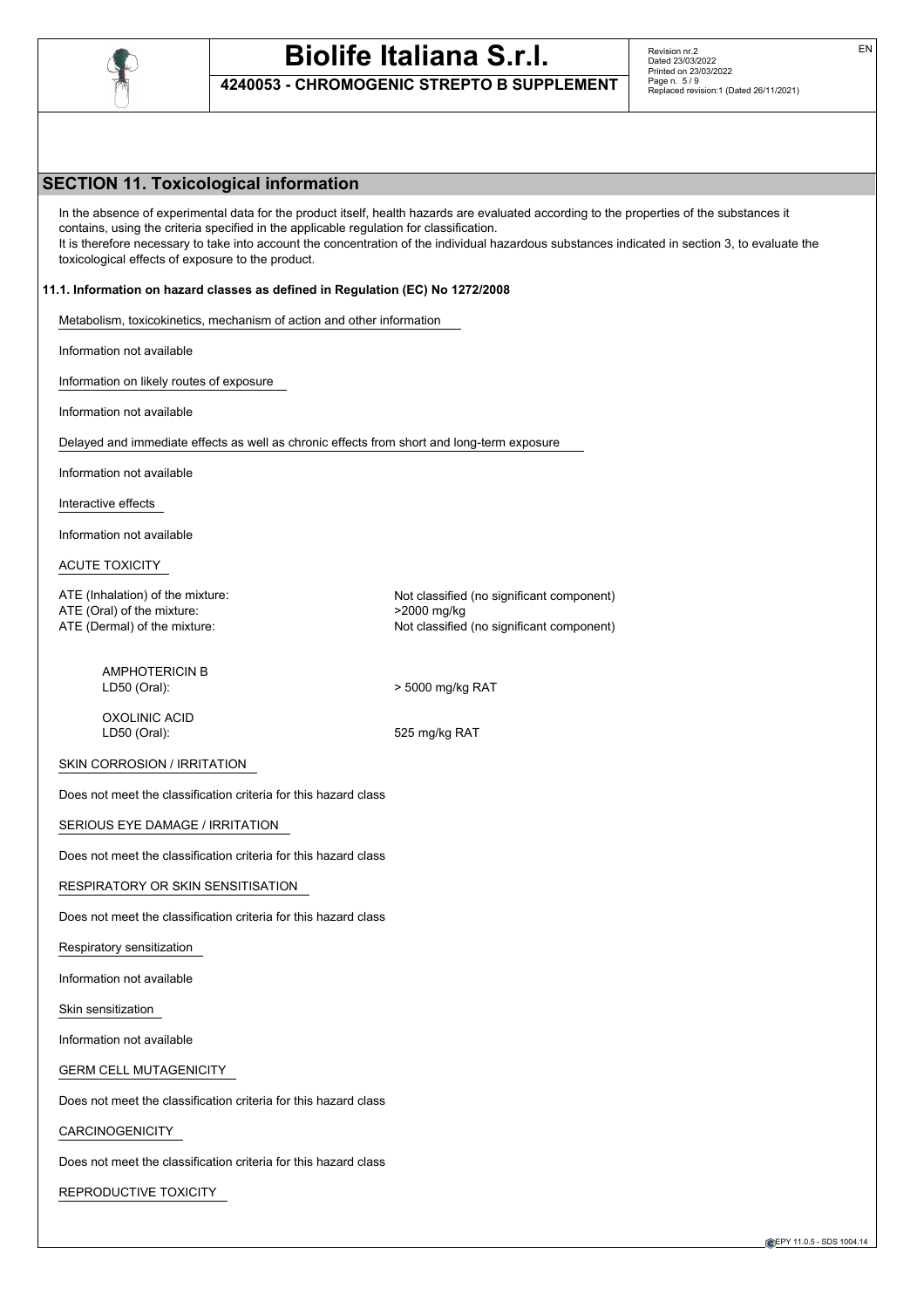## SECTION 11. Toxicological information

In the absence of experimental data for the product itself, health hazards are evaluated according to the properties of the substances it contains, using the criteria specified in the applicable regulation for classification.
It is therefore necessary to take into account the concentration of the individual hazardous substances indicated in section 3, to evaluate the toxicological effects of exposure to the product.

### 11.1. Information on hazard classes as defined in Regulation (EC) No 1272/2008

Metabolism, toxicokinetics, mechanism of action and other information

Information not available

Information on likely routes of exposure

Information not available

Delayed and immediate effects as well as chronic effects from short and long-term exposure

Information not available

Interactive effects

Information not available

ACUTE TOXICITY

ATE (Inhalation) of the mixture: Not classified (no significant component)
ATE (Oral) of the mixture: >2000 mg/kg
ATE (Dermal) of the mixture: Not classified (no significant component)

AMPHOTERICIN B
LD50 (Oral): > 5000 mg/kg RAT

OXOLINIC ACID
LD50 (Oral): 525 mg/kg RAT

SKIN CORROSION / IRRITATION

Does not meet the classification criteria for this hazard class

SERIOUS EYE DAMAGE / IRRITATION

Does not meet the classification criteria for this hazard class

RESPIRATORY OR SKIN SENSITISATION

Does not meet the classification criteria for this hazard class

Respiratory sensitization

Information not available

Skin sensitization

Information not available

GERM CELL MUTAGENICITY

Does not meet the classification criteria for this hazard class

CARCINOGENICITY

Does not meet the classification criteria for this hazard class

REPRODUCTIVE TOXICITY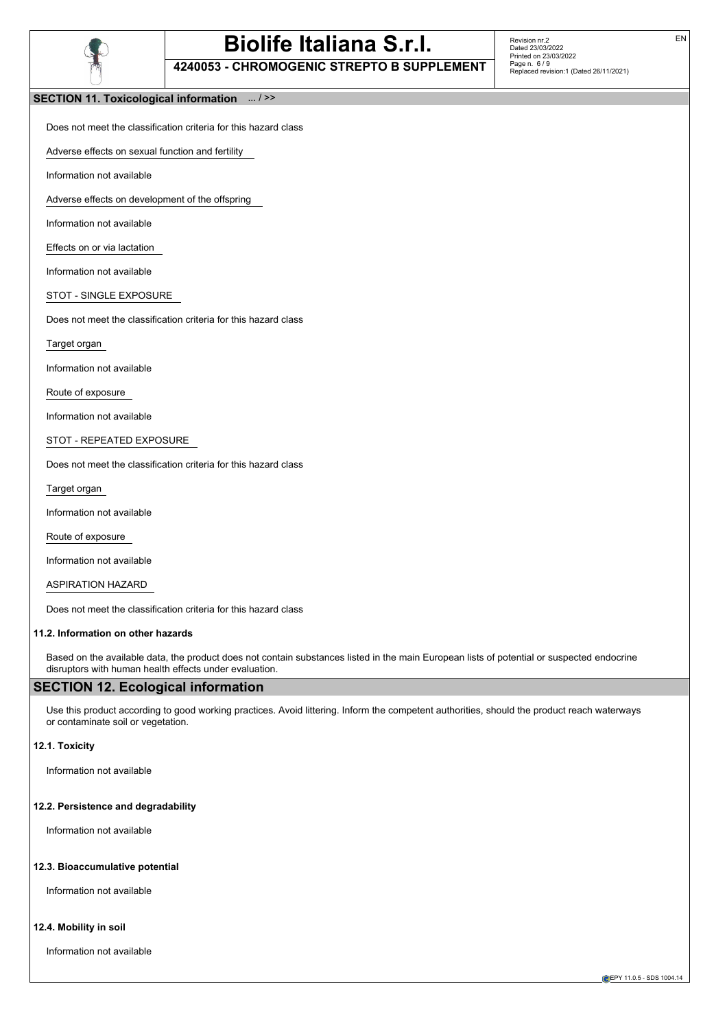## SECTION 11. Toxicological information ... / >>

Does not meet the classification criteria for this hazard class

Adverse effects on sexual function and fertility

Information not available

Adverse effects on development of the offspring

Information not available

Effects on or via lactation

Information not available

STOT - SINGLE EXPOSURE

Does not meet the classification criteria for this hazard class

Target organ

Information not available

Route of exposure

Information not available

STOT - REPEATED EXPOSURE

Does not meet the classification criteria for this hazard class

Target organ

Information not available

Route of exposure

Information not available

ASPIRATION HAZARD

Does not meet the classification criteria for this hazard class

### 11.2. Information on other hazards

Based on the available data, the product does not contain substances listed in the main European lists of potential or suspected endocrine disruptors with human health effects under evaluation.

## SECTION 12. Ecological information

Use this product according to good working practices. Avoid littering. Inform the competent authorities, should the product reach waterways or contaminate soil or vegetation.

### 12.1. Toxicity

Information not available

### 12.2. Persistence and degradability

Information not available

### 12.3. Bioaccumulative potential

Information not available

### 12.4. Mobility in soil

Information not available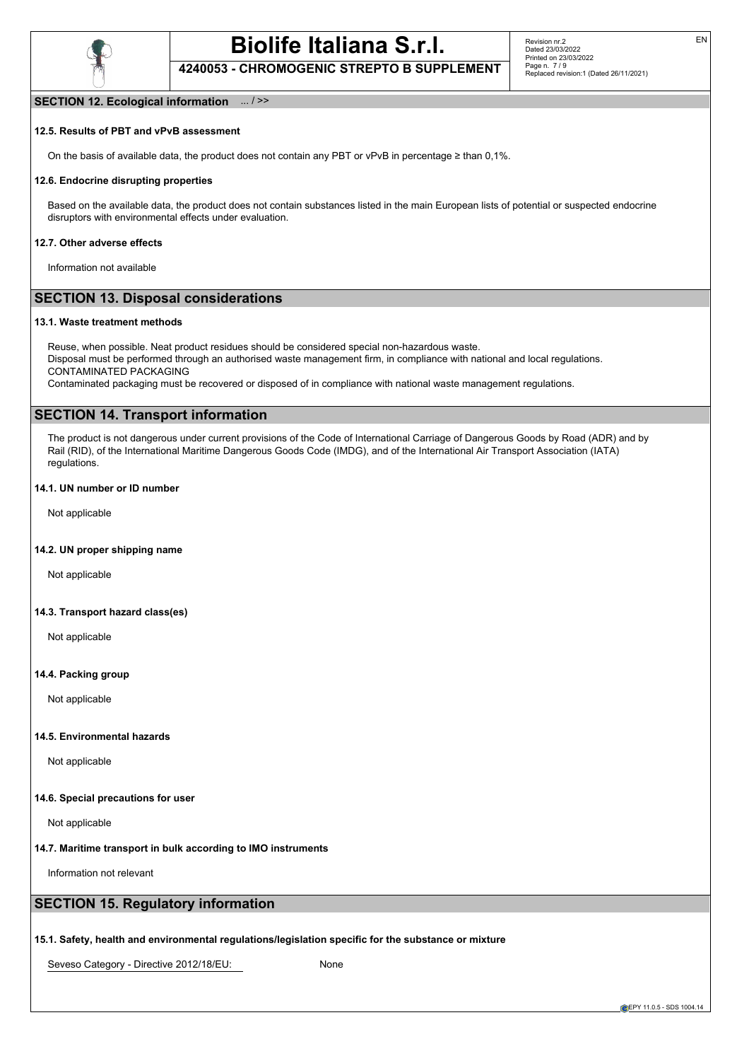## SECTION 12. Ecological information ... / >>

### 12.5. Results of PBT and vPvB assessment

On the basis of available data, the product does not contain any PBT or vPvB in percentage ≥ than 0,1%.

### 12.6. Endocrine disrupting properties

Based on the available data, the product does not contain substances listed in the main European lists of potential or suspected endocrine disruptors with environmental effects under evaluation.

### 12.7. Other adverse effects

Information not available

## SECTION 13. Disposal considerations

### 13.1. Waste treatment methods

Reuse, when possible. Neat product residues should be considered special non-hazardous waste.
Disposal must be performed through an authorised waste management firm, in compliance with national and local regulations.
CONTAMINATED PACKAGING
Contaminated packaging must be recovered or disposed of in compliance with national waste management regulations.

## SECTION 14. Transport information

The product is not dangerous under current provisions of the Code of International Carriage of Dangerous Goods by Road (ADR) and by Rail (RID), of the International Maritime Dangerous Goods Code (IMDG), and of the International Air Transport Association (IATA) regulations.

### 14.1. UN number or ID number

Not applicable

### 14.2. UN proper shipping name

Not applicable

### 14.3. Transport hazard class(es)

Not applicable

### 14.4. Packing group

Not applicable

### 14.5. Environmental hazards

Not applicable

### 14.6. Special precautions for user

Not applicable

### 14.7. Maritime transport in bulk according to IMO instruments

Information not relevant

## SECTION 15. Regulatory information

### 15.1. Safety, health and environmental regulations/legislation specific for the substance or mixture

Seveso Category - Directive 2012/18/EU: None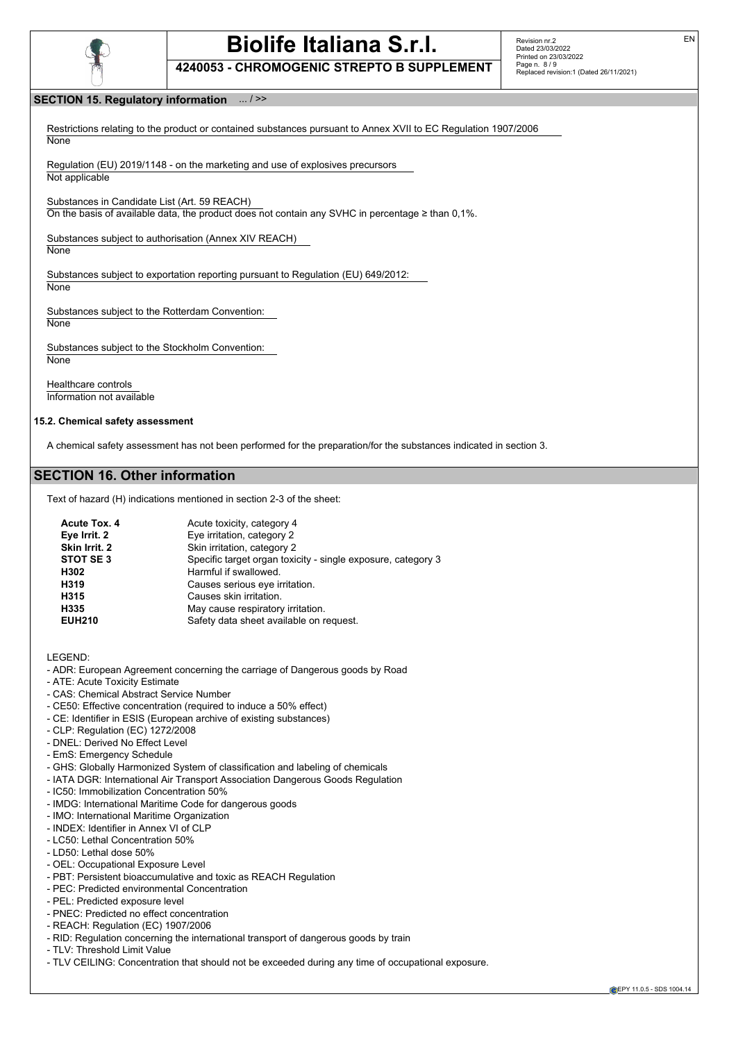## SECTION 15. Regulatory information ... / >>

Restrictions relating to the product or contained substances pursuant to Annex XVII to EC Regulation 1907/2006
None

Regulation (EU) 2019/1148 - on the marketing and use of explosives precursors
Not applicable

Substances in Candidate List (Art. 59 REACH)
On the basis of available data, the product does not contain any SVHC in percentage ≥ than 0,1%.

Substances subject to authorisation (Annex XIV REACH)
None

Substances subject to exportation reporting pursuant to Regulation (EU) 649/2012:
None

Substances subject to the Rotterdam Convention:
None

Substances subject to the Stockholm Convention:
None

Healthcare controls
Information not available

### 15.2. Chemical safety assessment

A chemical safety assessment has not been performed for the preparation/for the substances indicated in section 3.

## SECTION 16. Other information

Text of hazard (H) indications mentioned in section 2-3 of the sheet:

| | |
|---|---|
| **Acute Tox. 4** | Acute toxicity, category 4 |
| **Eye Irrit. 2** | Eye irritation, category 2 |
| **Skin Irrit. 2** | Skin irritation, category 2 |
| **STOT SE 3** | Specific target organ toxicity - single exposure, category 3 |
| **H302** | Harmful if swallowed. |
| **H319** | Causes serious eye irritation. |
| **H315** | Causes skin irritation. |
| **H335** | May cause respiratory irritation. |
| **EUH210** | Safety data sheet available on request. |

LEGEND:

- ADR: European Agreement concerning the carriage of Dangerous goods by Road
- ATE: Acute Toxicity Estimate
- CAS: Chemical Abstract Service Number
- CE50: Effective concentration (required to induce a 50% effect)
- CE: Identifier in ESIS (European archive of existing substances)
- CLP: Regulation (EC) 1272/2008
- DNEL: Derived No Effect Level
- EmS: Emergency Schedule
- GHS: Globally Harmonized System of classification and labeling of chemicals
- IATA DGR: International Air Transport Association Dangerous Goods Regulation
- IC50: Immobilization Concentration 50%
- IMDG: International Maritime Code for dangerous goods
- IMO: International Maritime Organization
- INDEX: Identifier in Annex VI of CLP
- LC50: Lethal Concentration 50%
- LD50: Lethal dose 50%
- OEL: Occupational Exposure Level
- PBT: Persistent bioaccumulative and toxic as REACH Regulation
- PEC: Predicted environmental Concentration
- PEL: Predicted exposure level
- PNEC: Predicted no effect concentration
- REACH: Regulation (EC) 1907/2006
- RID: Regulation concerning the international transport of dangerous goods by train
- TLV: Threshold Limit Value
- TLV CEILING: Concentration that should not be exceeded during any time of occupational exposure.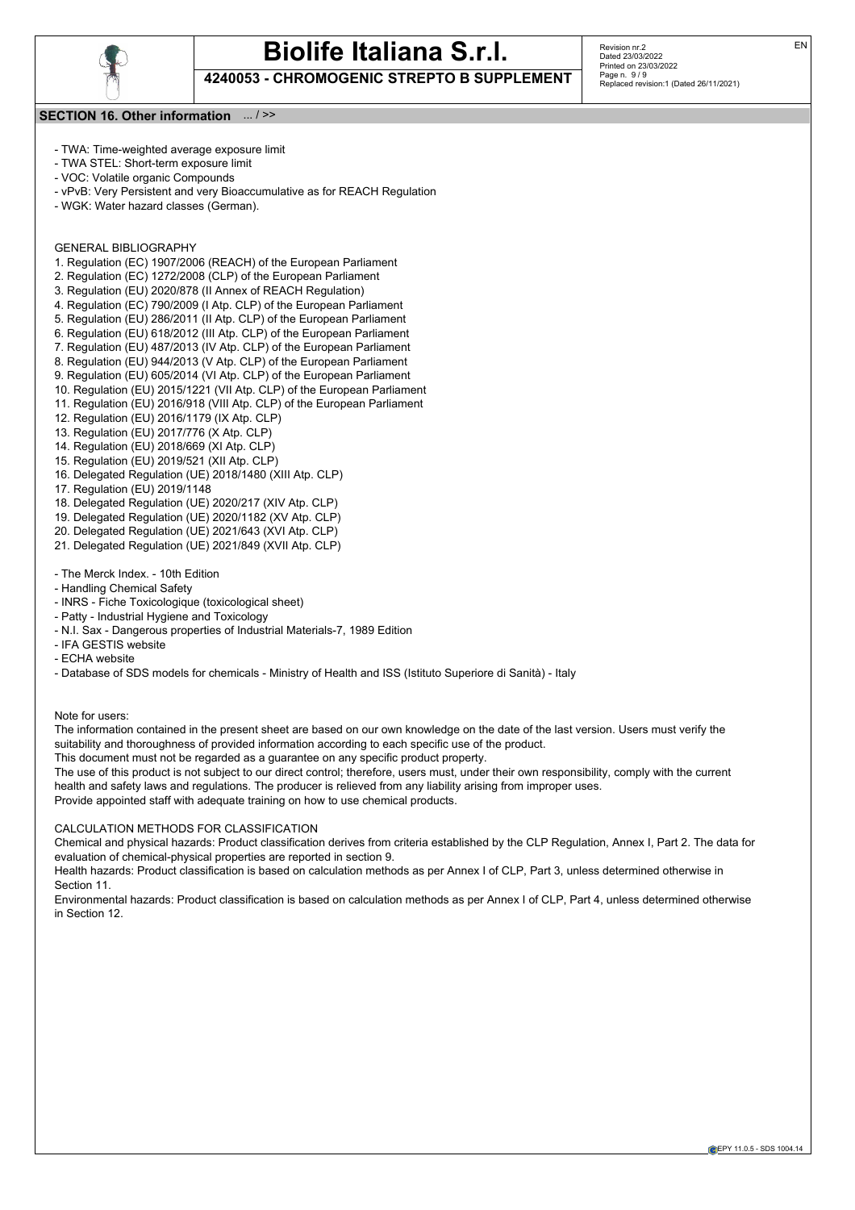## SECTION 16. Other information ... / >>

- TWA: Time-weighted average exposure limit
- TWA STEL: Short-term exposure limit
- VOC: Volatile organic Compounds
- vPvB: Very Persistent and very Bioaccumulative as for REACH Regulation
- WGK: Water hazard classes (German).

GENERAL BIBLIOGRAPHY

1. Regulation (EC) 1907/2006 (REACH) of the European Parliament
2. Regulation (EC) 1272/2008 (CLP) of the European Parliament
3. Regulation (EU) 2020/878 (II Annex of REACH Regulation)
4. Regulation (EC) 790/2009 (I Atp. CLP) of the European Parliament
5. Regulation (EU) 286/2011 (II Atp. CLP) of the European Parliament
6. Regulation (EU) 618/2012 (III Atp. CLP) of the European Parliament
7. Regulation (EU) 487/2013 (IV Atp. CLP) of the European Parliament
8. Regulation (EU) 944/2013 (V Atp. CLP) of the European Parliament
9. Regulation (EU) 605/2014 (VI Atp. CLP) of the European Parliament
10. Regulation (EU) 2015/1221 (VII Atp. CLP) of the European Parliament
11. Regulation (EU) 2016/918 (VIII Atp. CLP) of the European Parliament
12. Regulation (EU) 2016/1179 (IX Atp. CLP)
13. Regulation (EU) 2017/776 (X Atp. CLP)
14. Regulation (EU) 2018/669 (XI Atp. CLP)
15. Regulation (EU) 2019/521 (XII Atp. CLP)
16. Delegated Regulation (UE) 2018/1480 (XIII Atp. CLP)
17. Regulation (EU) 2019/1148
18. Delegated Regulation (UE) 2020/217 (XIV Atp. CLP)
19. Delegated Regulation (UE) 2020/1182 (XV Atp. CLP)
20. Delegated Regulation (UE) 2021/643 (XVI Atp. CLP)
21. Delegated Regulation (UE) 2021/849 (XVII Atp. CLP)

- The Merck Index. - 10th Edition
- Handling Chemical Safety
- INRS - Fiche Toxicologique (toxicological sheet)
- Patty - Industrial Hygiene and Toxicology
- N.I. Sax - Dangerous properties of Industrial Materials-7, 1989 Edition
- IFA GESTIS website
- ECHA website
- Database of SDS models for chemicals - Ministry of Health and ISS (Istituto Superiore di Sanità) - Italy

Note for users:

The information contained in the present sheet are based on our own knowledge on the date of the last version. Users must verify the suitability and thoroughness of provided information according to each specific use of the product.

This document must not be regarded as a guarantee on any specific product property.

The use of this product is not subject to our direct control; therefore, users must, under their own responsibility, comply with the current health and safety laws and regulations. The producer is relieved from any liability arising from improper uses.

Provide appointed staff with adequate training on how to use chemical products.

CALCULATION METHODS FOR CLASSIFICATION

Chemical and physical hazards: Product classification derives from criteria established by the CLP Regulation, Annex I, Part 2. The data for evaluation of chemical-physical properties are reported in section 9.

Health hazards: Product classification is based on calculation methods as per Annex I of CLP, Part 3, unless determined otherwise in Section 11.

Environmental hazards: Product classification is based on calculation methods as per Annex I of CLP, Part 4, unless determined otherwise in Section 12.